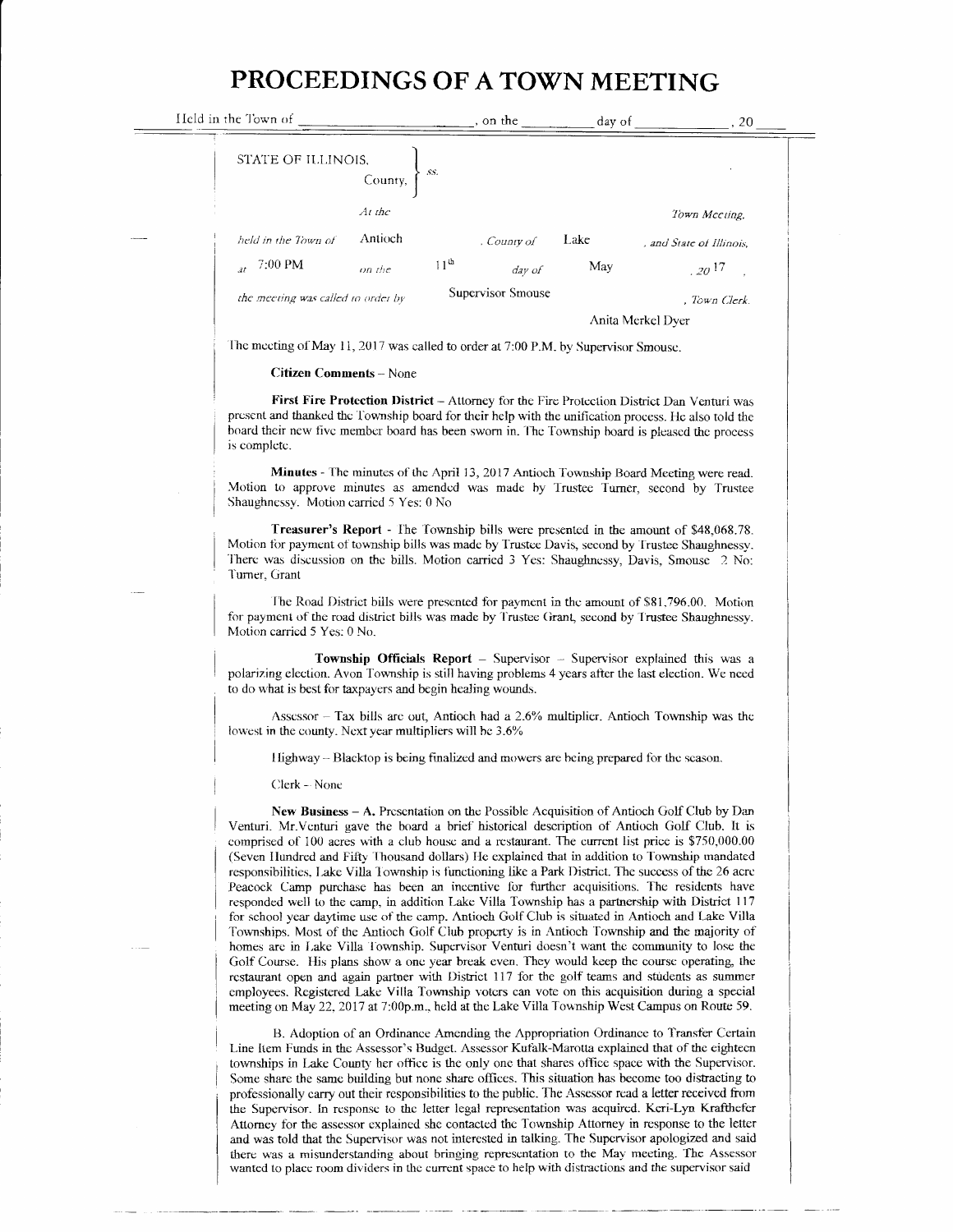# PROCEEDINGS OF A TOWN MEETING

Held in the Town of ______________, on the ________ day of ____________, 20____

STATE OF ILLINOIS, County, } ss.

At the Town Meeting, held in the Town of Antioch, County of Lake, and State of Illinois, at 7:00 PM on the 11th day of May, 2017, the meeting was called to order by Supervisor Smouse, Town Clerk. Anita Merkel Dyer

The meeting of May 11, 2017 was called to order at 7:00 P.M. by Supervisor Smouse.

**Citizen Comments** – None

**First Fire Protection District** – Attorney for the Fire Protection District Dan Venturi was present and thanked the Township board for their help with the unification process. He also told the board their new five member board has been sworn in. The Township board is pleased the process is complete.

**Minutes** - The minutes of the April 13, 2017 Antioch Township Board Meeting were read. Motion to approve minutes as amended was made by Trustee Turner, second by Trustee Shaughnessy. Motion carried 5 Yes: 0 No

**Treasurer's Report** - The Township bills were presented in the amount of $48,068.78. Motion for payment of township bills was made by Trustee Davis, second by Trustee Shaughnessy. There was discussion on the bills. Motion carried 3 Yes: Shaughnessy, Davis, Smouse 2 No: Turner, Grant

The Road District bills were presented for payment in the amount of $81,796.00. Motion for payment of the road district bills was made by Trustee Grant, second by Trustee Shaughnessy. Motion carried 5 Yes: 0 No.

**Township Officials Report** – Supervisor – Supervisor explained this was a polarizing election. Avon Township is still having problems 4 years after the last election. We need to do what is best for taxpayers and begin healing wounds.

Assessor – Tax bills are out, Antioch had a 2.6% multiplier. Antioch Township was the lowest in the county. Next year multipliers will be 3.6%

Highway – Blacktop is being finalized and mowers are being prepared for the season.

Clerk - None

**New Business – A.** Presentation on the Possible Acquisition of Antioch Golf Club by Dan Venturi. Mr.Venturi gave the board a brief historical description of Antioch Golf Club. It is comprised of 100 acres with a club house and a restaurant. The current list price is $750,000.00 (Seven Hundred and Fifty Thousand dollars) He explained that in addition to Township mandated responsibilities, Lake Villa Township is functioning like a Park District. The success of the 26 acre Peacock Camp purchase has been an incentive for further acquisitions. The residents have responded well to the camp, in addition Lake Villa Township has a partnership with District 117 for school year daytime use of the camp. Antioch Golf Club is situated in Antioch and Lake Villa Townships. Most of the Antioch Golf Club property is in Antioch Township and the majority of homes are in Lake Villa Township. Supervisor Venturi doesn't want the community to lose the Golf Course. His plans show a one year break even. They would keep the course operating, the restaurant open and again partner with District 117 for the golf teams and students as summer employees. Registered Lake Villa Township voters can vote on this acquisition during a special meeting on May 22, 2017 at 7:00p.m., held at the Lake Villa Township West Campus on Route 59.

B. Adoption of an Ordinance Amending the Appropriation Ordinance to Transfer Certain Line Item Funds in the Assessor's Budget. Assessor Kufalk-Marotta explained that of the eighteen townships in Lake County her office is the only one that shares office space with the Supervisor. Some share the same building but none share offices. This situation has become too distracting to professionally carry out their responsibilities to the public. The Assessor read a letter received from the Supervisor. In response to the letter legal representation was acquired. Keri-Lyn Krafthefer Attorney for the assessor explained she contacted the Township Attorney in response to the letter and was told that the Supervisor was not interested in talking. The Supervisor apologized and said there was a misunderstanding about bringing representation to the May meeting. The Assessor wanted to place room dividers in the current space to help with distractions and the supervisor said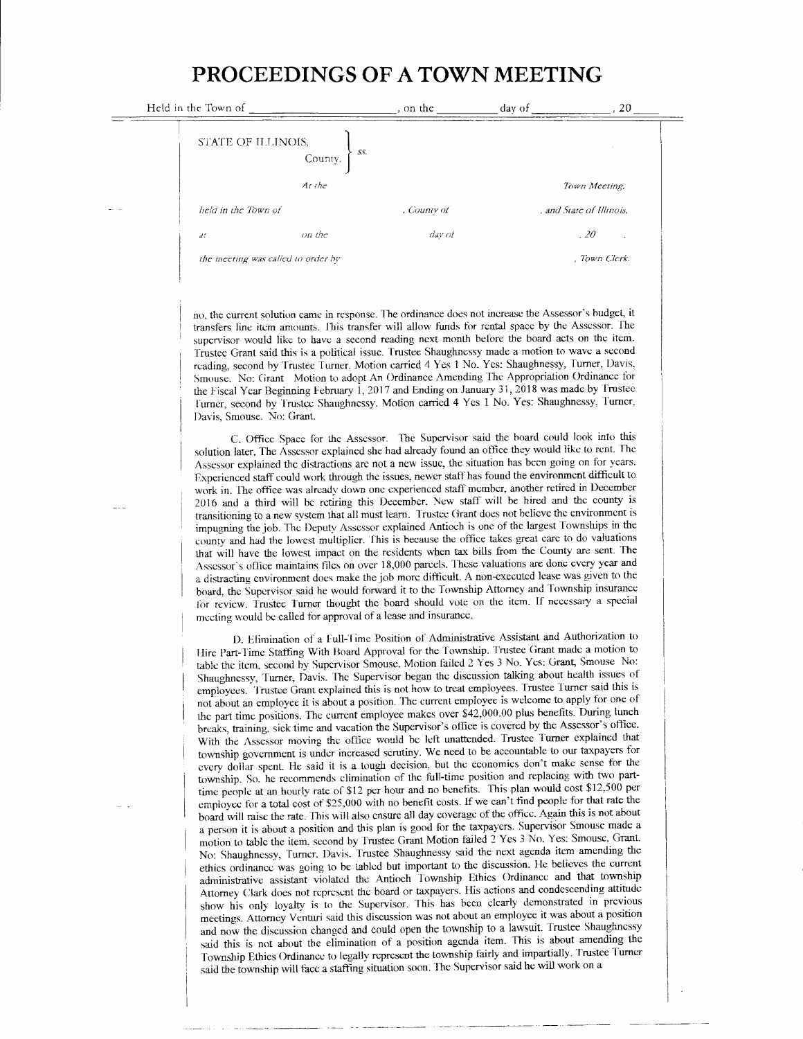# PROCEEDINGS OF A TOWN MEETING

Held in the Town of \_\_\_\_\_\_\_\_\_\_\_\_\_\_\_\_\_\_\_\_, on the \_\_\_\_\_\_\_\_ day of \_\_\_\_\_\_\_\_\_\_\_\_, 20\_\_\_

STATE OF ILLINOIS, County. } ss.

*At the* \_\_\_\_\_\_\_\_\_\_\_\_\_\_\_\_\_\_\_\_ *Town Meeting,*

*held in the Town of* \_\_\_\_\_\_\_\_\_\_\_\_\_\_, *County of* \_\_\_\_\_\_\_\_\_\_\_\_\_\_, *and State of Illinois,*

*at* \_\_\_\_\_\_\_\_ *on the* \_\_\_\_\_\_\_\_ *day of* \_\_\_\_\_\_\_\_\_\_\_\_, *20* \_\_\_\_.

*the meeting was called to order by* \_\_\_\_\_\_\_\_\_\_\_\_\_\_\_\_\_\_\_\_, *Town Clerk.*

no, the current solution came in response. The ordinance does not increase the Assessor's budget, it transfers line item amounts. This transfer will allow funds for rental space by the Assessor. The supervisor would like to have a second reading next month before the board acts on the item. Trustee Grant said this is a political issue. Trustee Shaughnessy made a motion to wave a second reading, second by Trustee Turner. Motion carried 4 Yes 1 No. Yes: Shaughnessy, Turner, Davis, Smouse. No: Grant Motion to adopt An Ordinance Amending The Appropriation Ordinance for the Fiscal Year Beginning February 1, 2017 and Ending on January 31, 2018 was made by Trustee Turner, second by Trustee Shaughnessy. Motion carried 4 Yes 1 No. Yes: Shaughnessy, Turner, Davis, Smouse. No: Grant.

C. Office Space for the Assessor. The Supervisor said the board could look into this solution later. The Assessor explained she had already found an office they would like to rent. The Assessor explained the distractions are not a new issue, the situation has been going on for years. Experienced staff could work through the issues, newer staff has found the environment difficult to work in. The office was already down one experienced staff member, another retired in December 2016 and a third will be retiring this December. New staff will be hired and the county is transitioning to a new system that all must learn. Trustee Grant does not believe the environment is impugning the job. The Deputy Assessor explained Antioch is one of the largest Townships in the county and had the lowest multiplier. This is because the office takes great care to do valuations that will have the lowest impact on the residents when tax bills from the County are sent. The Assessor's office maintains files on over 18,000 parcels. These valuations are done every year and a distracting environment does make the job more difficult. A non-executed lease was given to the board, the Supervisor said he would forward it to the Township Attorney and Township insurance for review. Trustee Turner thought the board should vote on the item. If necessary a special meeting would be called for approval of a lease and insurance.

D. Elimination of a Full-Time Position of Administrative Assistant and Authorization to Hire Part-Time Staffing With Board Approval for the Township. Trustee Grant made a motion to table the item, second by Supervisor Smouse. Motion failed 2 Yes 3 No. Yes: Grant, Smouse No: Shaughnessy, Turner, Davis. The Supervisor began the discussion talking about health issues of employees. Trustee Grant explained this is not how to treat employees. Trustee Turner said this is not about an employee it is about a position. The current employee is welcome to apply for one of the part time positions. The current employee makes over $42,000.00 plus benefits. During lunch breaks, training, sick time and vacation the Supervisor's office is covered by the Assessor's office. With the Assessor moving the office would be left unattended. Trustee Turner explained that township government is under increased scrutiny. We need to be accountable to our taxpayers for every dollar spent. He said it is a tough decision, but the economics don't make sense for the township. So, he recommends elimination of the full-time position and replacing with two part-time people at an hourly rate of $12 per hour and no benefits. This plan would cost $12,500 per employee for a total cost of $25,000 with no benefit costs. If we can't find people for that rate the board will raise the rate. This will also ensure all day coverage of the office. Again this is not about a person it is about a position and this plan is good for the taxpayers. Supervisor Smouse made a motion to table the item, second by Trustee Grant Motion failed 2 Yes 3 No. Yes: Smouse, Grant. No: Shaughnessy, Turner, Davis. Trustee Shaughnessy said the next agenda item amending the ethics ordinance was going to be tabled but important to the discussion. He believes the current administrative assistant violated the Antioch Township Ethics Ordinance and that township Attorney Clark does not represent the board or taxpayers. His actions and condescending attitude show his only loyalty is to the Supervisor. This has been clearly demonstrated in previous meetings. Attorney Venturi said this discussion was not about an employee it was about a position and now the discussion changed and could open the township to a lawsuit. Trustee Shaughnessy said this is not about the elimination of a position agenda item. This is about amending the Township Ethics Ordinance to legally represent the township fairly and impartially. Trustee Turner said the township will face a staffing situation soon. The Supervisor said he will work on a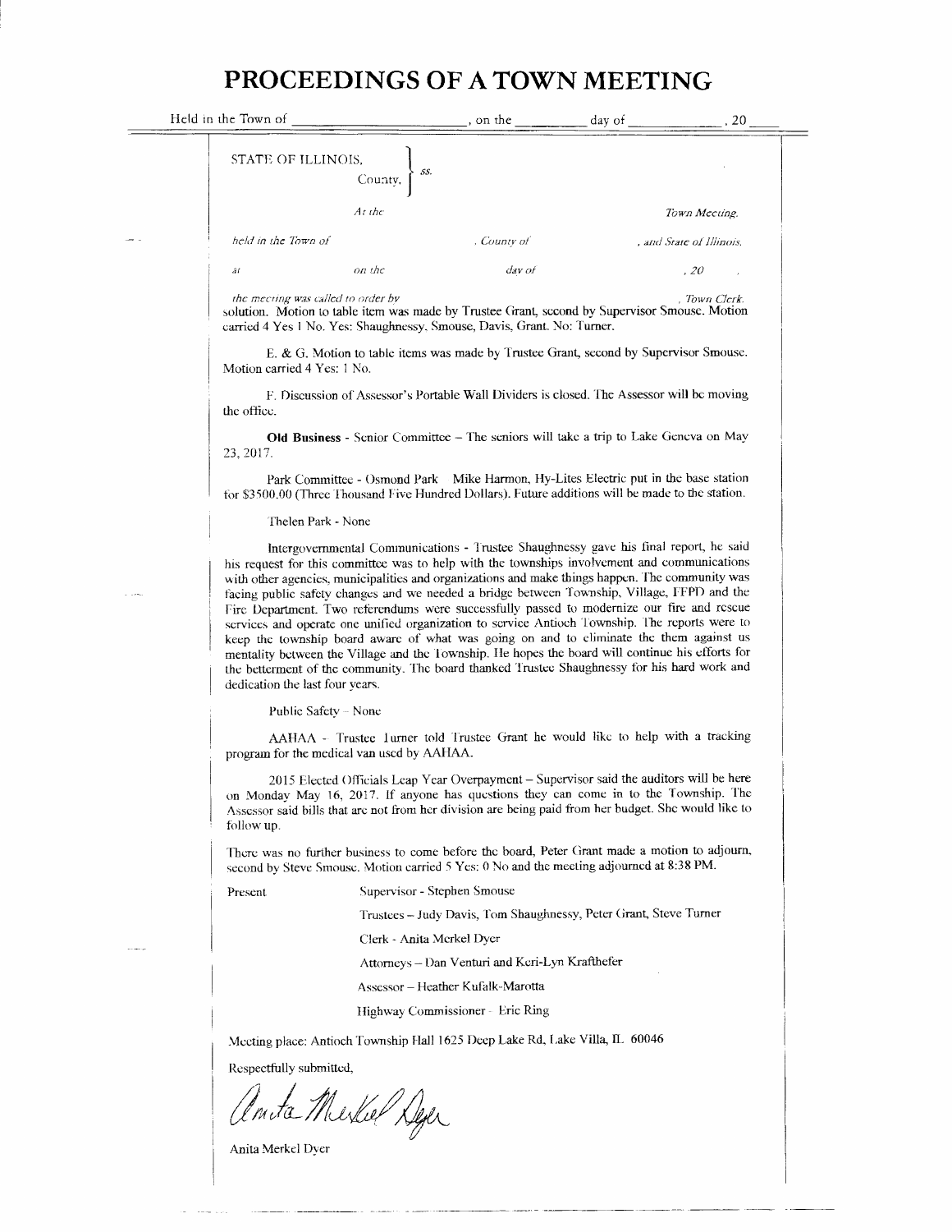# PROCEEDINGS OF A TOWN MEETING

Held in the Town of \_\_\_\_\_\_\_\_\_\_\_\_\_\_\_\_\_\_\_\_\_\_, on the \_\_\_\_\_\_\_\_ day of \_\_\_\_\_\_\_\_\_\_\_\_, 20 \_\_\_\_

STATE OF ILLINOIS, County, } ss.

*At the* *Town Meeting.*

*held in the Town of* *, County of* *, and State of Illinois.*

*at* *on the* *day of* *, 20* *.*

*the meeting was called to order by* *, Town Clerk.*

solution. Motion to table item was made by Trustee Grant, second by Supervisor Smouse. Motion carried 4 Yes 1 No. Yes: Shaughnessy, Smouse, Davis, Grant. No: Turner.

E. & G. Motion to table items was made by Trustee Grant, second by Supervisor Smouse. Motion carried 4 Yes: 1 No.

F. Discussion of Assessor's Portable Wall Dividers is closed. The Assessor will be moving the office.

**Old Business** - Senior Committee – The seniors will take a trip to Lake Geneva on May 23, 2017.

Park Committee - Osmond Park Mike Harmon, Hy-Lites Electric put in the base station for $3500.00 (Three Thousand Five Hundred Dollars). Future additions will be made to the station.

Thelen Park - None

Intergovernmental Communications - Trustee Shaughnessy gave his final report, he said his request for this committee was to help with the townships involvement and communications with other agencies, municipalities and organizations and make things happen. The community was facing public safety changes and we needed a bridge between Township, Village, FFPD and the Fire Department. Two referendums were successfully passed to modernize our fire and rescue services and operate one unified organization to service Antioch Township. The reports were to keep the township board aware of what was going on and to eliminate the them against us mentality between the Village and the Township. He hopes the board will continue his efforts for the betterment of the community. The board thanked Trustee Shaughnessy for his hard work and dedication the last four years.

Public Safety – None

AAHAA - Trustee Turner told Trustee Grant he would like to help with a tracking program for the medical van used by AAHAA.

2015 Elected Officials Leap Year Overpayment – Supervisor said the auditors will be here on Monday May 16, 2017. If anyone has questions they can come in to the Township. The Assessor said bills that are not from her division are being paid from her budget. She would like to follow up.

There was no further business to come before the board, Peter Grant made a motion to adjourn, second by Steve Smouse. Motion carried 5 Yes: 0 No and the meeting adjourned at 8:38 PM.

Present
Supervisor - Stephen Smouse
Trustees – Judy Davis, Tom Shaughnessy, Peter Grant, Steve Turner
Clerk - Anita Merkel Dyer
Attorneys – Dan Venturi and Keri-Lyn Krafthefer
Assessor – Heather Kufalk-Marotta
Highway Commissioner - Eric Ring

Meeting place: Antioch Township Hall 1625 Deep Lake Rd, Lake Villa, IL 60046

Respectfully submitted,

*Anita Merkel Dyer*

Anita Merkel Dyer